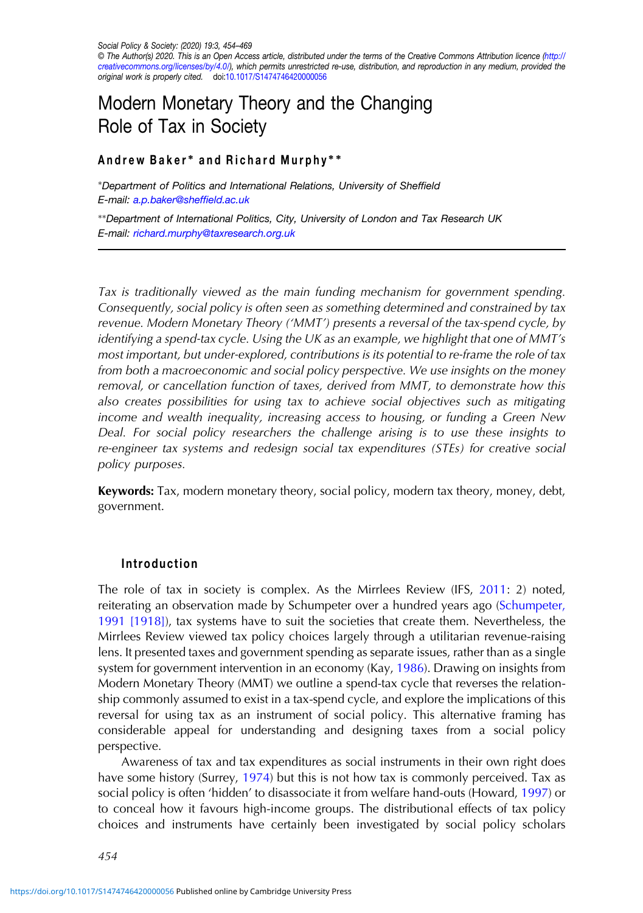Social Policy & Society: (2020) 19:3, 454–469
© The Author(s) 2020. This is an Open Access article, distributed under the terms of the Creative Commons Attribution licence (http://creativecommons.org/licenses/by/4.0/), which permits unrestricted re-use, distribution, and reproduction in any medium, provided the original work is properly cited. doi:10.1017/S1474746420000056

# Modern Monetary Theory and the Changing Role of Tax in Society

**Andrew Baker\* and Richard Murphy\*\***

\*Department of Politics and International Relations, University of Sheffield
E-mail: a.p.baker@sheffield.ac.uk

\*\*Department of International Politics, City, University of London and Tax Research UK
E-mail: richard.murphy@taxresearch.org.uk

*Tax is traditionally viewed as the main funding mechanism for government spending. Consequently, social policy is often seen as something determined and constrained by tax revenue. Modern Monetary Theory ('MMT') presents a reversal of the tax-spend cycle, by identifying a spend-tax cycle. Using the UK as an example, we highlight that one of MMT's most important, but under-explored, contributions is its potential to re-frame the role of tax from both a macroeconomic and social policy perspective. We use insights on the money removal, or cancellation function of taxes, derived from MMT, to demonstrate how this also creates possibilities for using tax to achieve social objectives such as mitigating income and wealth inequality, increasing access to housing, or funding a Green New Deal. For social policy researchers the challenge arising is to use these insights to re-engineer tax systems and redesign social tax expenditures (STEs) for creative social policy purposes.*

**Keywords:** Tax, modern monetary theory, social policy, modern tax theory, money, debt, government.

## Introduction

The role of tax in society is complex. As the Mirrlees Review (IFS, 2011: 2) noted, reiterating an observation made by Schumpeter over a hundred years ago (Schumpeter, 1991 [1918]), tax systems have to suit the societies that create them. Nevertheless, the Mirrlees Review viewed tax policy choices largely through a utilitarian revenue-raising lens. It presented taxes and government spending as separate issues, rather than as a single system for government intervention in an economy (Kay, 1986). Drawing on insights from Modern Monetary Theory (MMT) we outline a spend-tax cycle that reverses the relationship commonly assumed to exist in a tax-spend cycle, and explore the implications of this reversal for using tax as an instrument of social policy. This alternative framing has considerable appeal for understanding and designing taxes from a social policy perspective.

Awareness of tax and tax expenditures as social instruments in their own right does have some history (Surrey, 1974) but this is not how tax is commonly perceived. Tax as social policy is often 'hidden' to disassociate it from welfare hand-outs (Howard, 1997) or to conceal how it favours high-income groups. The distributional effects of tax policy choices and instruments have certainly been investigated by social policy scholars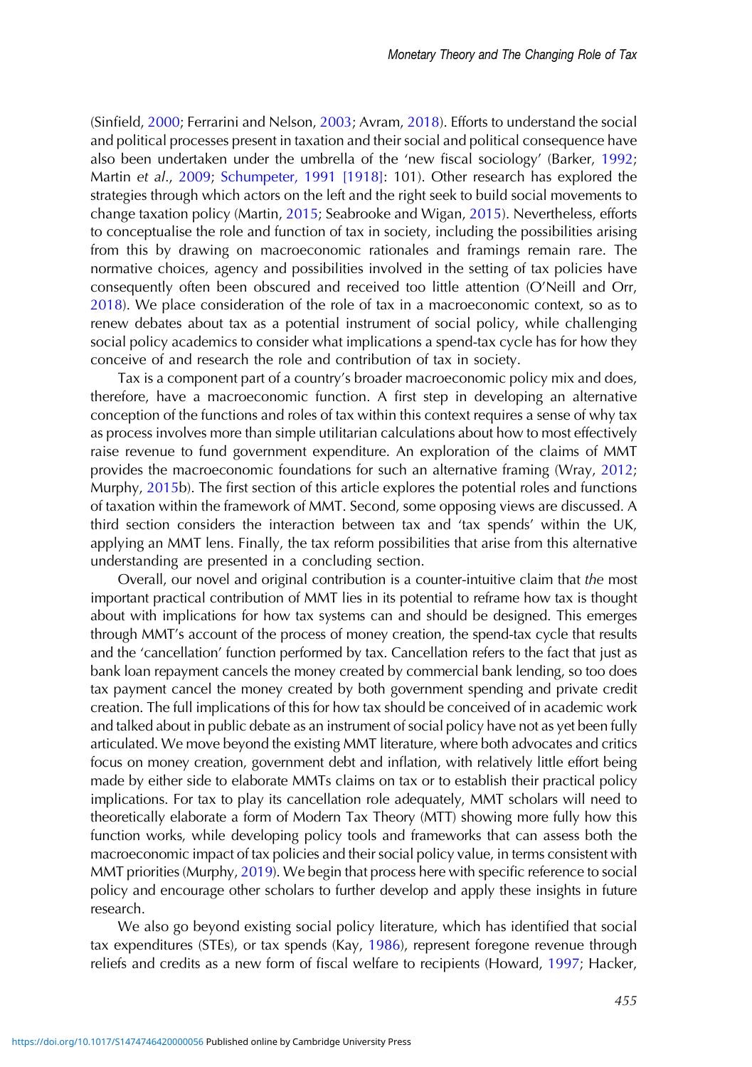(Sinfield, 2000; Ferrarini and Nelson, 2003; Avram, 2018). Efforts to understand the social and political processes present in taxation and their social and political consequence have also been undertaken under the umbrella of the 'new fiscal sociology' (Barker, 1992; Martin *et al*., 2009; Schumpeter, 1991 [1918]: 101). Other research has explored the strategies through which actors on the left and the right seek to build social movements to change taxation policy (Martin, 2015; Seabrooke and Wigan, 2015). Nevertheless, efforts to conceptualise the role and function of tax in society, including the possibilities arising from this by drawing on macroeconomic rationales and framings remain rare. The normative choices, agency and possibilities involved in the setting of tax policies have consequently often been obscured and received too little attention (O'Neill and Orr, 2018). We place consideration of the role of tax in a macroeconomic context, so as to renew debates about tax as a potential instrument of social policy, while challenging social policy academics to consider what implications a spend-tax cycle has for how they conceive of and research the role and contribution of tax in society.

Tax is a component part of a country's broader macroeconomic policy mix and does, therefore, have a macroeconomic function. A first step in developing an alternative conception of the functions and roles of tax within this context requires a sense of why tax as process involves more than simple utilitarian calculations about how to most effectively raise revenue to fund government expenditure. An exploration of the claims of MMT provides the macroeconomic foundations for such an alternative framing (Wray, 2012; Murphy, 2015b). The first section of this article explores the potential roles and functions of taxation within the framework of MMT. Second, some opposing views are discussed. A third section considers the interaction between tax and 'tax spends' within the UK, applying an MMT lens. Finally, the tax reform possibilities that arise from this alternative understanding are presented in a concluding section.

Overall, our novel and original contribution is a counter-intuitive claim that *the* most important practical contribution of MMT lies in its potential to reframe how tax is thought about with implications for how tax systems can and should be designed. This emerges through MMT's account of the process of money creation, the spend-tax cycle that results and the 'cancellation' function performed by tax. Cancellation refers to the fact that just as bank loan repayment cancels the money created by commercial bank lending, so too does tax payment cancel the money created by both government spending and private credit creation. The full implications of this for how tax should be conceived of in academic work and talked about in public debate as an instrument of social policy have not as yet been fully articulated. We move beyond the existing MMT literature, where both advocates and critics focus on money creation, government debt and inflation, with relatively little effort being made by either side to elaborate MMTs claims on tax or to establish their practical policy implications. For tax to play its cancellation role adequately, MMT scholars will need to theoretically elaborate a form of Modern Tax Theory (MTT) showing more fully how this function works, while developing policy tools and frameworks that can assess both the macroeconomic impact of tax policies and their social policy value, in terms consistent with MMT priorities (Murphy, 2019). We begin that process here with specific reference to social policy and encourage other scholars to further develop and apply these insights in future research.

We also go beyond existing social policy literature, which has identified that social tax expenditures (STEs), or tax spends (Kay, 1986), represent foregone revenue through reliefs and credits as a new form of fiscal welfare to recipients (Howard, 1997; Hacker,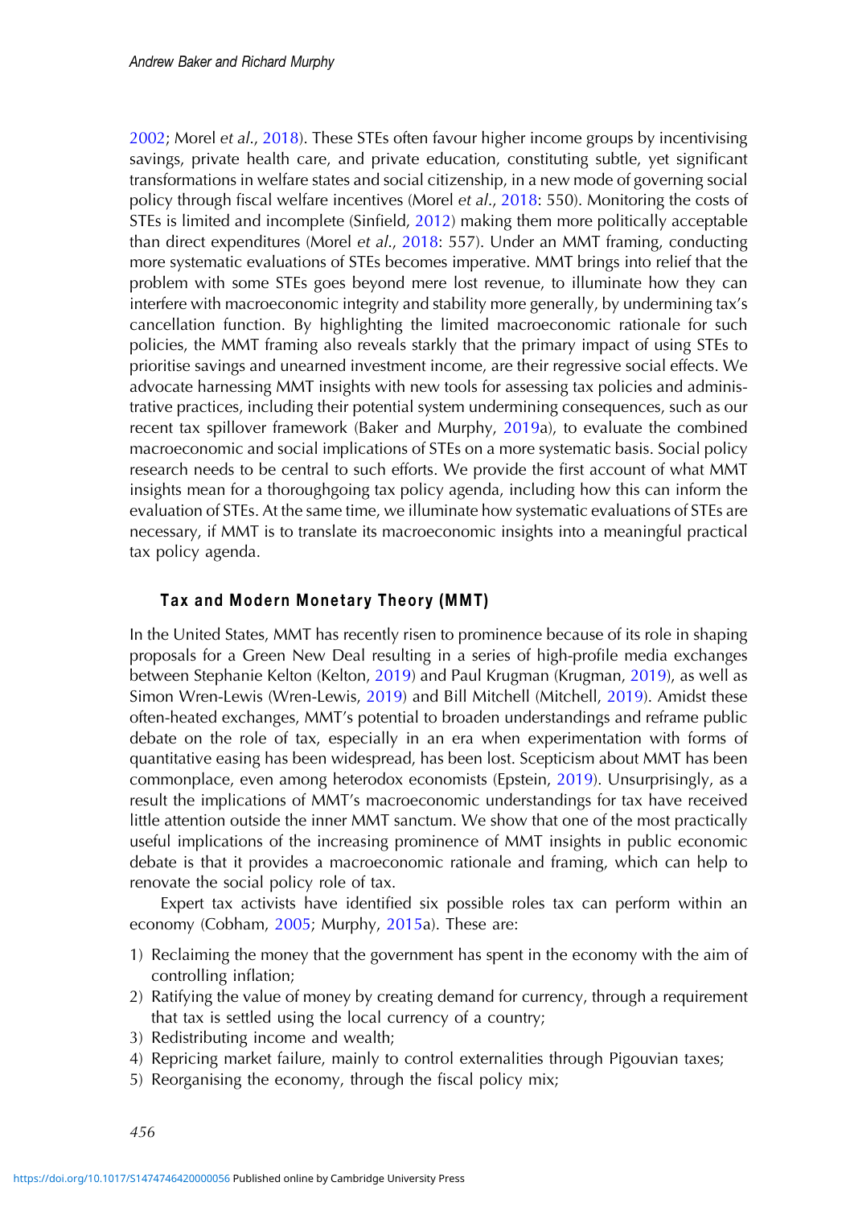2002; Morel *et al*., 2018). These STEs often favour higher income groups by incentivising savings, private health care, and private education, constituting subtle, yet significant transformations in welfare states and social citizenship, in a new mode of governing social policy through fiscal welfare incentives (Morel *et al*., 2018: 550). Monitoring the costs of STEs is limited and incomplete (Sinfield, 2012) making them more politically acceptable than direct expenditures (Morel *et al*., 2018: 557). Under an MMT framing, conducting more systematic evaluations of STEs becomes imperative. MMT brings into relief that the problem with some STEs goes beyond mere lost revenue, to illuminate how they can interfere with macroeconomic integrity and stability more generally, by undermining tax's cancellation function. By highlighting the limited macroeconomic rationale for such policies, the MMT framing also reveals starkly that the primary impact of using STEs to prioritise savings and unearned investment income, are their regressive social effects. We advocate harnessing MMT insights with new tools for assessing tax policies and administrative practices, including their potential system undermining consequences, such as our recent tax spillover framework (Baker and Murphy, 2019a), to evaluate the combined macroeconomic and social implications of STEs on a more systematic basis. Social policy research needs to be central to such efforts. We provide the first account of what MMT insights mean for a thoroughgoing tax policy agenda, including how this can inform the evaluation of STEs. At the same time, we illuminate how systematic evaluations of STEs are necessary, if MMT is to translate its macroeconomic insights into a meaningful practical tax policy agenda.

## Tax and Modern Monetary Theory (MMT)

In the United States, MMT has recently risen to prominence because of its role in shaping proposals for a Green New Deal resulting in a series of high-profile media exchanges between Stephanie Kelton (Kelton, 2019) and Paul Krugman (Krugman, 2019), as well as Simon Wren-Lewis (Wren-Lewis, 2019) and Bill Mitchell (Mitchell, 2019). Amidst these often-heated exchanges, MMT's potential to broaden understandings and reframe public debate on the role of tax, especially in an era when experimentation with forms of quantitative easing has been widespread, has been lost. Scepticism about MMT has been commonplace, even among heterodox economists (Epstein, 2019). Unsurprisingly, as a result the implications of MMT's macroeconomic understandings for tax have received little attention outside the inner MMT sanctum. We show that one of the most practically useful implications of the increasing prominence of MMT insights in public economic debate is that it provides a macroeconomic rationale and framing, which can help to renovate the social policy role of tax.

Expert tax activists have identified six possible roles tax can perform within an economy (Cobham, 2005; Murphy, 2015a). These are:

1) Reclaiming the money that the government has spent in the economy with the aim of controlling inflation;
2) Ratifying the value of money by creating demand for currency, through a requirement that tax is settled using the local currency of a country;
3) Redistributing income and wealth;
4) Repricing market failure, mainly to control externalities through Pigouvian taxes;
5) Reorganising the economy, through the fiscal policy mix;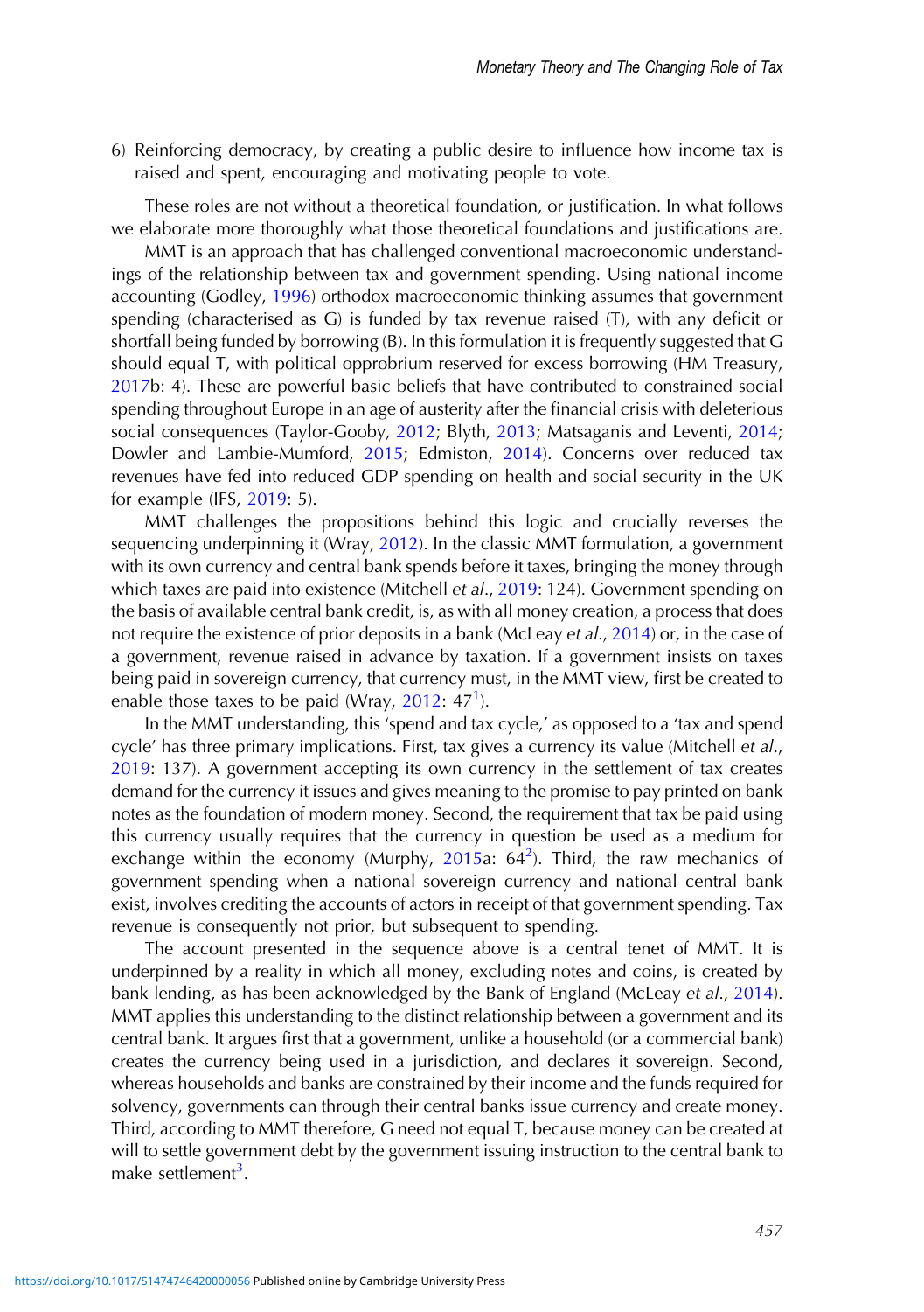6) Reinforcing democracy, by creating a public desire to influence how income tax is raised and spent, encouraging and motivating people to vote.

These roles are not without a theoretical foundation, or justification. In what follows we elaborate more thoroughly what those theoretical foundations and justifications are.

MMT is an approach that has challenged conventional macroeconomic understandings of the relationship between tax and government spending. Using national income accounting (Godley, 1996) orthodox macroeconomic thinking assumes that government spending (characterised as G) is funded by tax revenue raised (T), with any deficit or shortfall being funded by borrowing (B). In this formulation it is frequently suggested that G should equal T, with political opprobrium reserved for excess borrowing (HM Treasury, 2017b: 4). These are powerful basic beliefs that have contributed to constrained social spending throughout Europe in an age of austerity after the financial crisis with deleterious social consequences (Taylor-Gooby, 2012; Blyth, 2013; Matsaganis and Leventi, 2014; Dowler and Lambie-Mumford, 2015; Edmiston, 2014). Concerns over reduced tax revenues have fed into reduced GDP spending on health and social security in the UK for example (IFS, 2019: 5).

MMT challenges the propositions behind this logic and crucially reverses the sequencing underpinning it (Wray, 2012). In the classic MMT formulation, a government with its own currency and central bank spends before it taxes, bringing the money through which taxes are paid into existence (Mitchell *et al*., 2019: 124). Government spending on the basis of available central bank credit, is, as with all money creation, a process that does not require the existence of prior deposits in a bank (McLeay *et al*., 2014) or, in the case of a government, revenue raised in advance by taxation. If a government insists on taxes being paid in sovereign currency, that currency must, in the MMT view, first be created to enable those taxes to be paid (Wray, 2012: 47[1]).

In the MMT understanding, this 'spend and tax cycle,' as opposed to a 'tax and spend cycle' has three primary implications. First, tax gives a currency its value (Mitchell *et al*., 2019: 137). A government accepting its own currency in the settlement of tax creates demand for the currency it issues and gives meaning to the promise to pay printed on bank notes as the foundation of modern money. Second, the requirement that tax be paid using this currency usually requires that the currency in question be used as a medium for exchange within the economy (Murphy, 2015a: 64[2]). Third, the raw mechanics of government spending when a national sovereign currency and national central bank exist, involves crediting the accounts of actors in receipt of that government spending. Tax revenue is consequently not prior, but subsequent to spending.

The account presented in the sequence above is a central tenet of MMT. It is underpinned by a reality in which all money, excluding notes and coins, is created by bank lending, as has been acknowledged by the Bank of England (McLeay *et al*., 2014). MMT applies this understanding to the distinct relationship between a government and its central bank. It argues first that a government, unlike a household (or a commercial bank) creates the currency being used in a jurisdiction, and declares it sovereign. Second, whereas households and banks are constrained by their income and the funds required for solvency, governments can through their central banks issue currency and create money. Third, according to MMT therefore, G need not equal T, because money can be created at will to settle government debt by the government issuing instruction to the central bank to make settlement[3].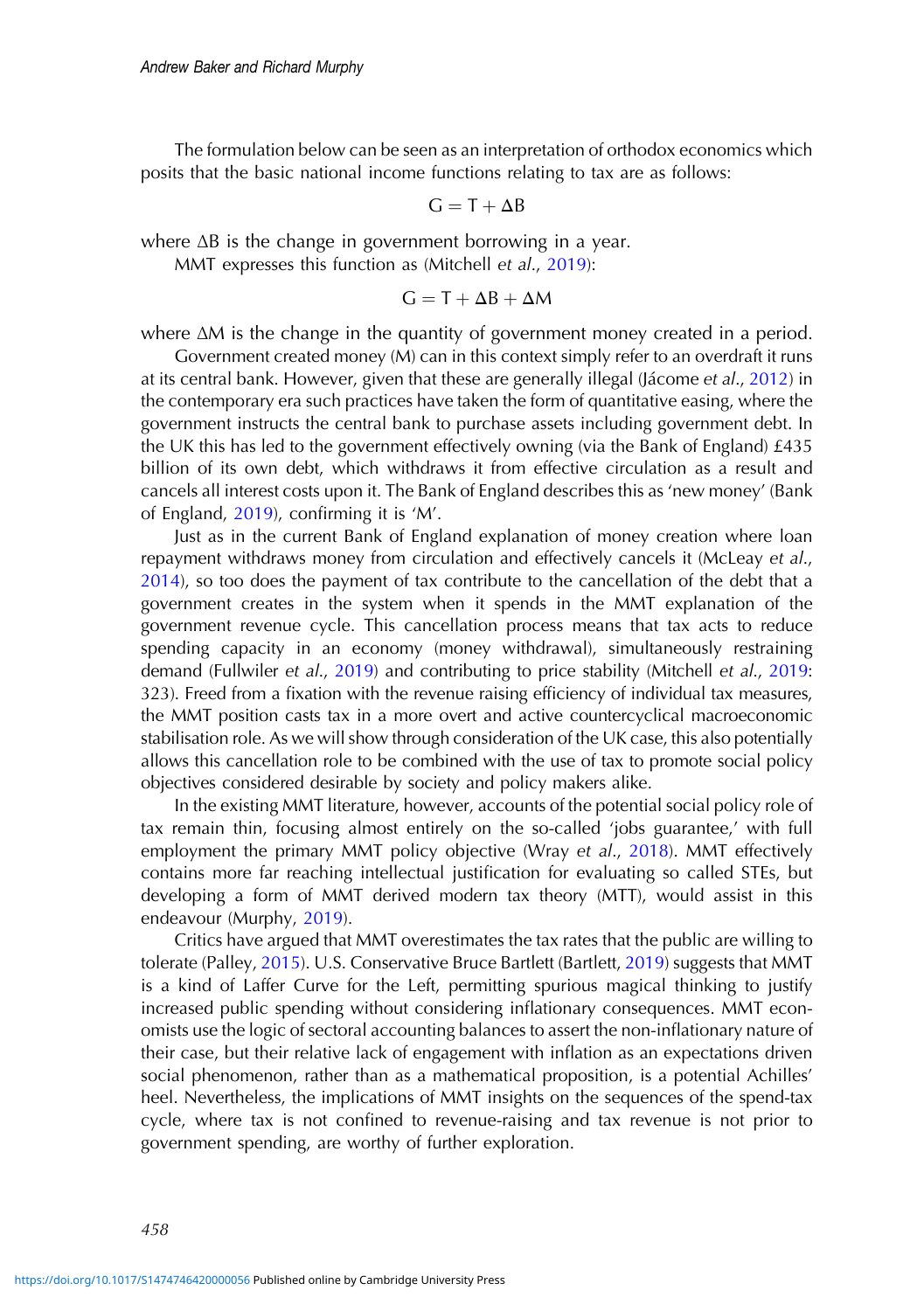The formulation below can be seen as an interpretation of orthodox economics which posits that the basic national income functions relating to tax are as follows:

$$G = T + \Delta B$$

where $\Delta B$ is the change in government borrowing in a year.

MMT expresses this function as (Mitchell *et al.*, 2019):

$$G = T + \Delta B + \Delta M$$

where $\Delta M$ is the change in the quantity of government money created in a period.

Government created money (M) can in this context simply refer to an overdraft it runs at its central bank. However, given that these are generally illegal (Jácome *et al.*, 2012) in the contemporary era such practices have taken the form of quantitative easing, where the government instructs the central bank to purchase assets including government debt. In the UK this has led to the government effectively owning (via the Bank of England) £435 billion of its own debt, which withdraws it from effective circulation as a result and cancels all interest costs upon it. The Bank of England describes this as 'new money' (Bank of England, 2019), confirming it is 'M'.

Just as in the current Bank of England explanation of money creation where loan repayment withdraws money from circulation and effectively cancels it (McLeay *et al.*, 2014), so too does the payment of tax contribute to the cancellation of the debt that a government creates in the system when it spends in the MMT explanation of the government revenue cycle. This cancellation process means that tax acts to reduce spending capacity in an economy (money withdrawal), simultaneously restraining demand (Fullwiler *et al.*, 2019) and contributing to price stability (Mitchell *et al.*, 2019: 323). Freed from a fixation with the revenue raising efficiency of individual tax measures, the MMT position casts tax in a more overt and active countercyclical macroeconomic stabilisation role. As we will show through consideration of the UK case, this also potentially allows this cancellation role to be combined with the use of tax to promote social policy objectives considered desirable by society and policy makers alike.

In the existing MMT literature, however, accounts of the potential social policy role of tax remain thin, focusing almost entirely on the so-called 'jobs guarantee,' with full employment the primary MMT policy objective (Wray *et al.*, 2018). MMT effectively contains more far reaching intellectual justification for evaluating so called STEs, but developing a form of MMT derived modern tax theory (MTT), would assist in this endeavour (Murphy, 2019).

Critics have argued that MMT overestimates the tax rates that the public are willing to tolerate (Palley, 2015). U.S. Conservative Bruce Bartlett (Bartlett, 2019) suggests that MMT is a kind of Laffer Curve for the Left, permitting spurious magical thinking to justify increased public spending without considering inflationary consequences. MMT economists use the logic of sectoral accounting balances to assert the non-inflationary nature of their case, but their relative lack of engagement with inflation as an expectations driven social phenomenon, rather than as a mathematical proposition, is a potential Achilles' heel. Nevertheless, the implications of MMT insights on the sequences of the spend-tax cycle, where tax is not confined to revenue-raising and tax revenue is not prior to government spending, are worthy of further exploration.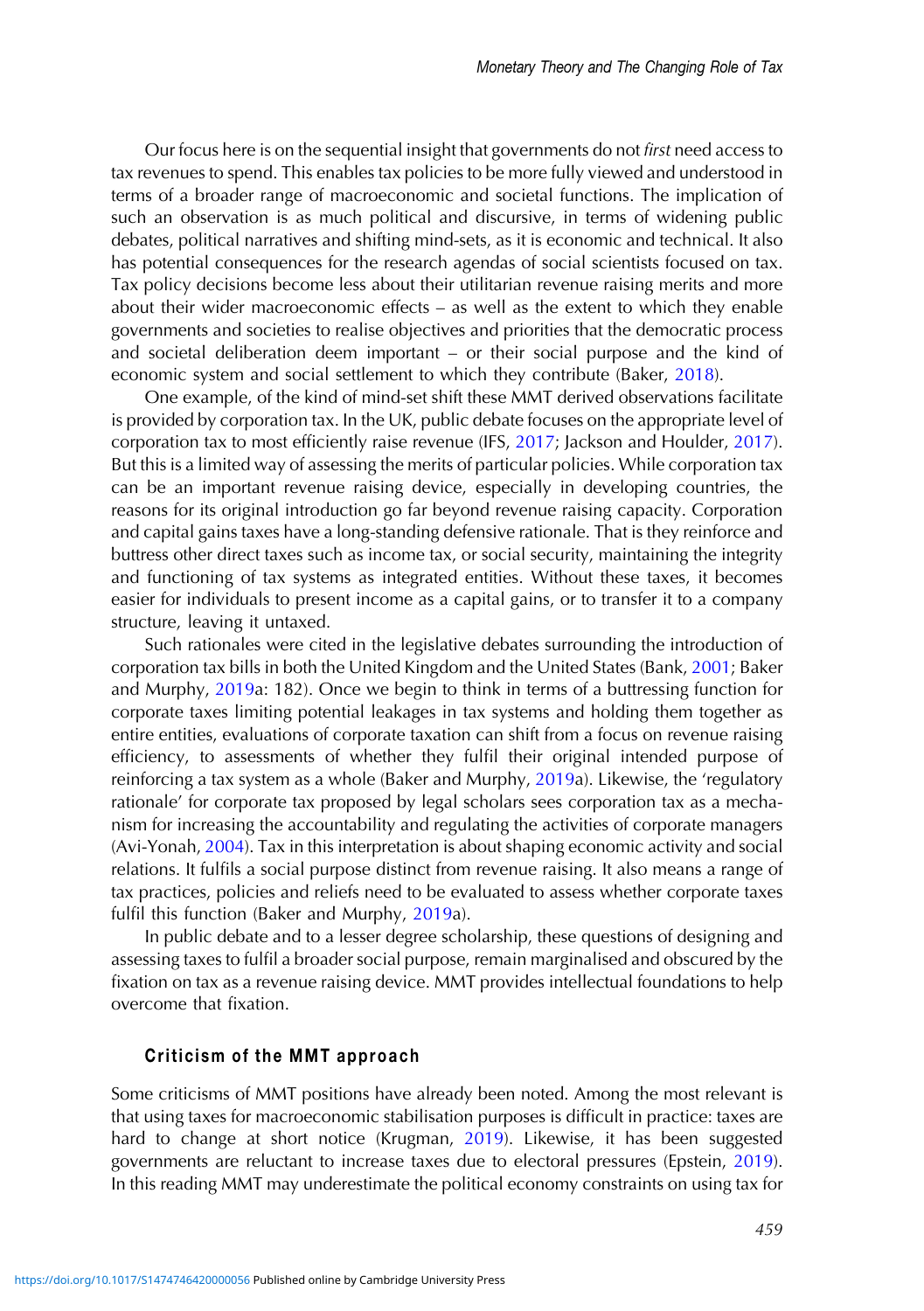Our focus here is on the sequential insight that governments do not *first* need access to tax revenues to spend. This enables tax policies to be more fully viewed and understood in terms of a broader range of macroeconomic and societal functions. The implication of such an observation is as much political and discursive, in terms of widening public debates, political narratives and shifting mind-sets, as it is economic and technical. It also has potential consequences for the research agendas of social scientists focused on tax. Tax policy decisions become less about their utilitarian revenue raising merits and more about their wider macroeconomic effects – as well as the extent to which they enable governments and societies to realise objectives and priorities that the democratic process and societal deliberation deem important – or their social purpose and the kind of economic system and social settlement to which they contribute (Baker, 2018).

One example, of the kind of mind-set shift these MMT derived observations facilitate is provided by corporation tax. In the UK, public debate focuses on the appropriate level of corporation tax to most efficiently raise revenue (IFS, 2017; Jackson and Houlder, 2017). But this is a limited way of assessing the merits of particular policies. While corporation tax can be an important revenue raising device, especially in developing countries, the reasons for its original introduction go far beyond revenue raising capacity. Corporation and capital gains taxes have a long-standing defensive rationale. That is they reinforce and buttress other direct taxes such as income tax, or social security, maintaining the integrity and functioning of tax systems as integrated entities. Without these taxes, it becomes easier for individuals to present income as a capital gains, or to transfer it to a company structure, leaving it untaxed.

Such rationales were cited in the legislative debates surrounding the introduction of corporation tax bills in both the United Kingdom and the United States (Bank, 2001; Baker and Murphy, 2019a: 182). Once we begin to think in terms of a buttressing function for corporate taxes limiting potential leakages in tax systems and holding them together as entire entities, evaluations of corporate taxation can shift from a focus on revenue raising efficiency, to assessments of whether they fulfil their original intended purpose of reinforcing a tax system as a whole (Baker and Murphy, 2019a). Likewise, the 'regulatory rationale' for corporate tax proposed by legal scholars sees corporation tax as a mechanism for increasing the accountability and regulating the activities of corporate managers (Avi-Yonah, 2004). Tax in this interpretation is about shaping economic activity and social relations. It fulfils a social purpose distinct from revenue raising. It also means a range of tax practices, policies and reliefs need to be evaluated to assess whether corporate taxes fulfil this function (Baker and Murphy, 2019a).

In public debate and to a lesser degree scholarship, these questions of designing and assessing taxes to fulfil a broader social purpose, remain marginalised and obscured by the fixation on tax as a revenue raising device. MMT provides intellectual foundations to help overcome that fixation.

## Criticism of the MMT approach

Some criticisms of MMT positions have already been noted. Among the most relevant is that using taxes for macroeconomic stabilisation purposes is difficult in practice: taxes are hard to change at short notice (Krugman, 2019). Likewise, it has been suggested governments are reluctant to increase taxes due to electoral pressures (Epstein, 2019). In this reading MMT may underestimate the political economy constraints on using tax for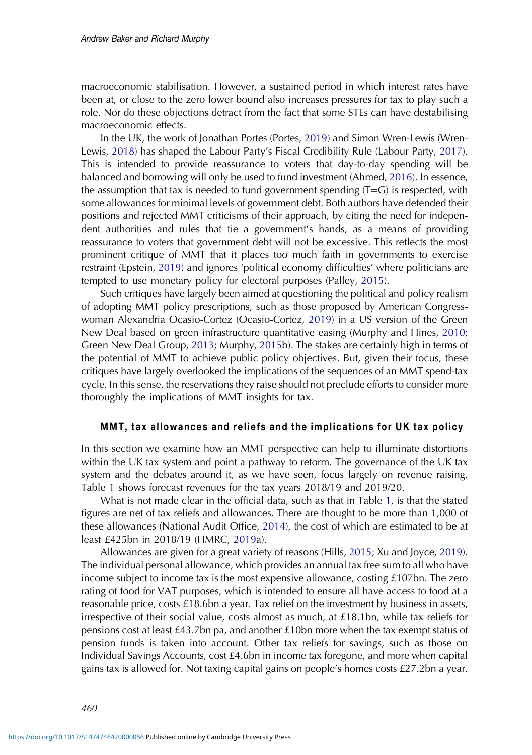macroeconomic stabilisation. However, a sustained period in which interest rates have been at, or close to the zero lower bound also increases pressures for tax to play such a role. Nor do these objections detract from the fact that some STEs can have destabilising macroeconomic effects.

In the UK, the work of Jonathan Portes (Portes, 2019) and Simon Wren-Lewis (Wren-Lewis, 2018) has shaped the Labour Party's Fiscal Credibility Rule (Labour Party, 2017). This is intended to provide reassurance to voters that day-to-day spending will be balanced and borrowing will only be used to fund investment (Ahmed, 2016). In essence, the assumption that tax is needed to fund government spending (T=G) is respected, with some allowances for minimal levels of government debt. Both authors have defended their positions and rejected MMT criticisms of their approach, by citing the need for independent authorities and rules that tie a government's hands, as a means of providing reassurance to voters that government debt will not be excessive. This reflects the most prominent critique of MMT that it places too much faith in governments to exercise restraint (Epstein, 2019) and ignores 'political economy difficulties' where politicians are tempted to use monetary policy for electoral purposes (Palley, 2015).

Such critiques have largely been aimed at questioning the political and policy realism of adopting MMT policy prescriptions, such as those proposed by American Congresswoman Alexandria Ocasio-Cortez (Ocasio-Cortez, 2019) in a US version of the Green New Deal based on green infrastructure quantitative easing (Murphy and Hines, 2010; Green New Deal Group, 2013; Murphy, 2015b). The stakes are certainly high in terms of the potential of MMT to achieve public policy objectives. But, given their focus, these critiques have largely overlooked the implications of the sequences of an MMT spend-tax cycle. In this sense, the reservations they raise should not preclude efforts to consider more thoroughly the implications of MMT insights for tax.

## MMT, tax allowances and reliefs and the implications for UK tax policy

In this section we examine how an MMT perspective can help to illuminate distortions within the UK tax system and point a pathway to reform. The governance of the UK tax system and the debates around it, as we have seen, focus largely on revenue raising. Table 1 shows forecast revenues for the tax years 2018/19 and 2019/20.

What is not made clear in the official data, such as that in Table 1, is that the stated figures are net of tax reliefs and allowances. There are thought to be more than 1,000 of these allowances (National Audit Office, 2014), the cost of which are estimated to be at least £425bn in 2018/19 (HMRC, 2019a).

Allowances are given for a great variety of reasons (Hills, 2015; Xu and Joyce, 2019). The individual personal allowance, which provides an annual tax free sum to all who have income subject to income tax is the most expensive allowance, costing £107bn. The zero rating of food for VAT purposes, which is intended to ensure all have access to food at a reasonable price, costs £18.6bn a year. Tax relief on the investment by business in assets, irrespective of their social value, costs almost as much, at £18.1bn, while tax reliefs for pensions cost at least £43.7bn pa, and another £10bn more when the tax exempt status of pension funds is taken into account. Other tax reliefs for savings, such as those on Individual Savings Accounts, cost £4.6bn in income tax foregone, and more when capital gains tax is allowed for. Not taxing capital gains on people's homes costs £27.2bn a year.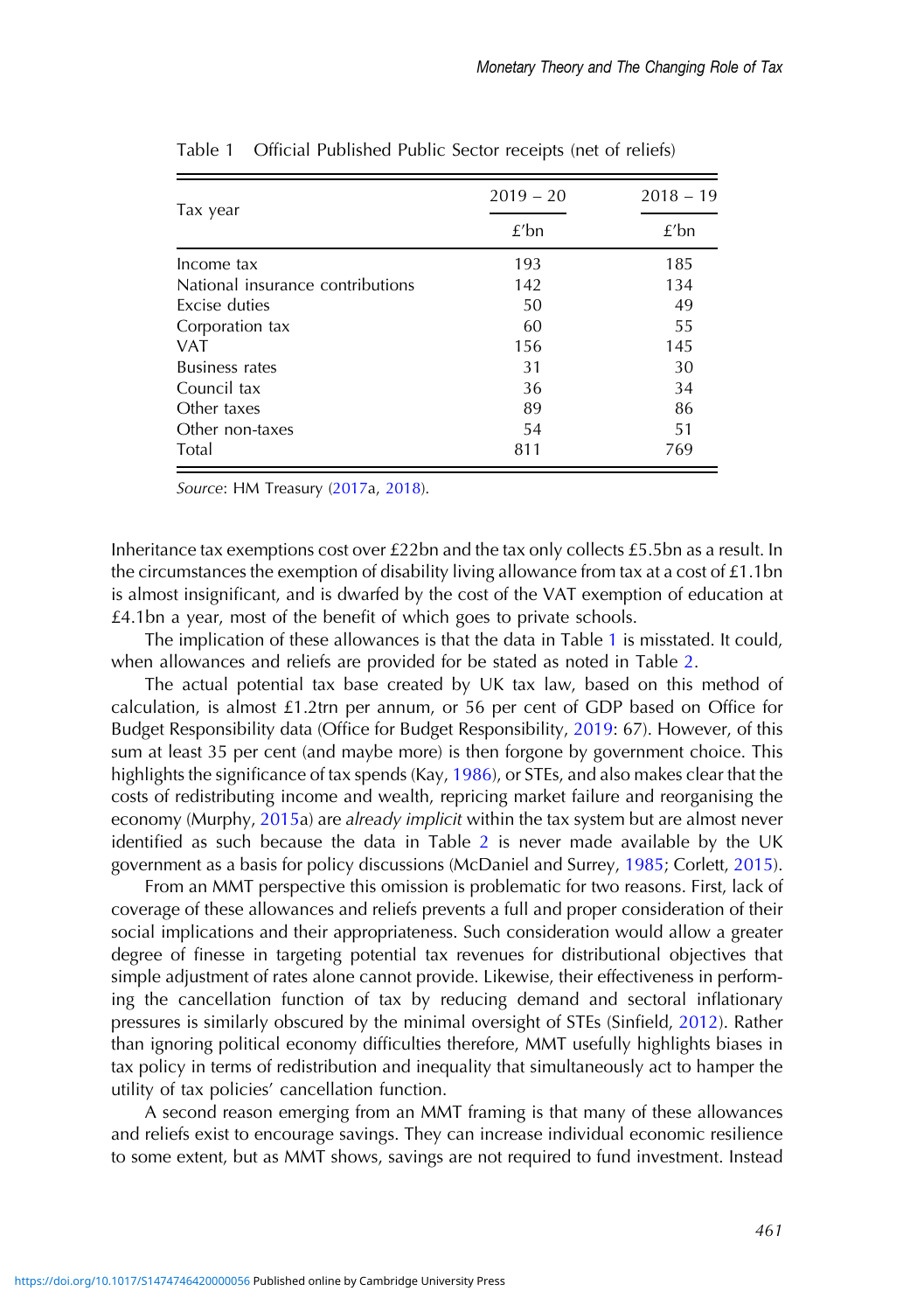Table 1 Official Published Public Sector receipts (net of reliefs)

| Tax year | 2019 – 20 | 2018 – 19 |
|---|---|---|
| | £'bn | £'bn |
| Income tax | 193 | 185 |
| National insurance contributions | 142 | 134 |
| Excise duties | 50 | 49 |
| Corporation tax | 60 | 55 |
| VAT | 156 | 145 |
| Business rates | 31 | 30 |
| Council tax | 36 | 34 |
| Other taxes | 89 | 86 |
| Other non-taxes | 54 | 51 |
| Total | 811 | 769 |

*Source*: HM Treasury (2017a, 2018).

Inheritance tax exemptions cost over £22bn and the tax only collects £5.5bn as a result. In the circumstances the exemption of disability living allowance from tax at a cost of £1.1bn is almost insignificant, and is dwarfed by the cost of the VAT exemption of education at £4.1bn a year, most of the benefit of which goes to private schools.

The implication of these allowances is that the data in Table 1 is misstated. It could, when allowances and reliefs are provided for be stated as noted in Table 2.

The actual potential tax base created by UK tax law, based on this method of calculation, is almost £1.2trn per annum, or 56 per cent of GDP based on Office for Budget Responsibility data (Office for Budget Responsibility, 2019: 67). However, of this sum at least 35 per cent (and maybe more) is then forgone by government choice. This highlights the significance of tax spends (Kay, 1986), or STEs, and also makes clear that the costs of redistributing income and wealth, repricing market failure and reorganising the economy (Murphy, 2015a) are *already implicit* within the tax system but are almost never identified as such because the data in Table 2 is never made available by the UK government as a basis for policy discussions (McDaniel and Surrey, 1985; Corlett, 2015).

From an MMT perspective this omission is problematic for two reasons. First, lack of coverage of these allowances and reliefs prevents a full and proper consideration of their social implications and their appropriateness. Such consideration would allow a greater degree of finesse in targeting potential tax revenues for distributional objectives that simple adjustment of rates alone cannot provide. Likewise, their effectiveness in performing the cancellation function of tax by reducing demand and sectoral inflationary pressures is similarly obscured by the minimal oversight of STEs (Sinfield, 2012). Rather than ignoring political economy difficulties therefore, MMT usefully highlights biases in tax policy in terms of redistribution and inequality that simultaneously act to hamper the utility of tax policies' cancellation function.

A second reason emerging from an MMT framing is that many of these allowances and reliefs exist to encourage savings. They can increase individual economic resilience to some extent, but as MMT shows, savings are not required to fund investment. Instead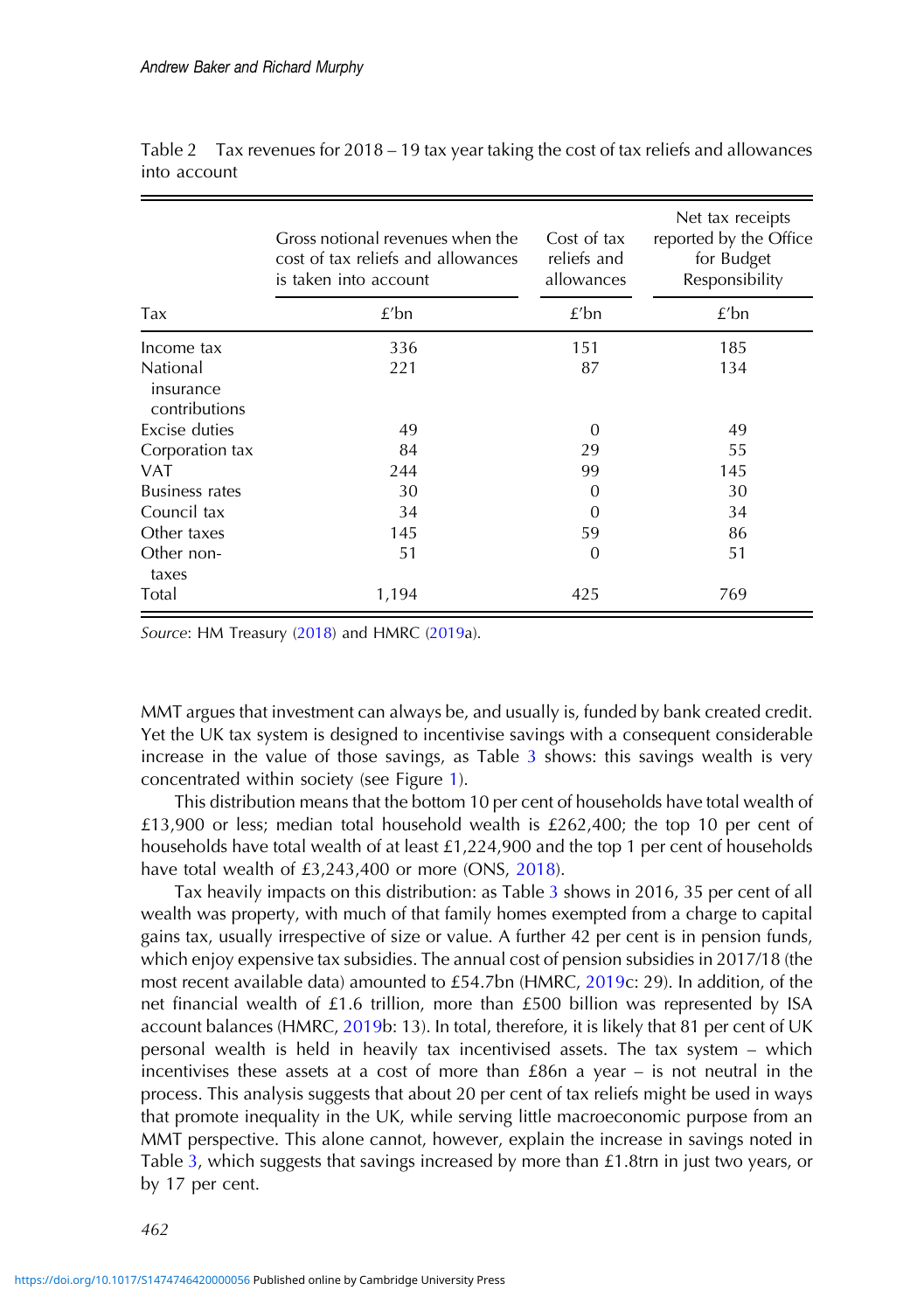Table 2 Tax revenues for 2018 – 19 tax year taking the cost of tax reliefs and allowances into account

| Tax | Gross notional revenues when the cost of tax reliefs and allowances is taken into account | Cost of tax reliefs and allowances | Net tax receipts reported by the Office for Budget Responsibility |
|---|---|---|---|
| | £'bn | £'bn | £'bn |
| Income tax | 336 | 151 | 185 |
| National insurance contributions | 221 | 87 | 134 |
| Excise duties | 49 | 0 | 49 |
| Corporation tax | 84 | 29 | 55 |
| VAT | 244 | 99 | 145 |
| Business rates | 30 | 0 | 30 |
| Council tax | 34 | 0 | 34 |
| Other taxes | 145 | 59 | 86 |
| Other non-taxes | 51 | 0 | 51 |
| Total | 1,194 | 425 | 769 |

*Source*: HM Treasury (2018) and HMRC (2019a).

MMT argues that investment can always be, and usually is, funded by bank created credit. Yet the UK tax system is designed to incentivise savings with a consequent considerable increase in the value of those savings, as Table 3 shows: this savings wealth is very concentrated within society (see Figure 1).

This distribution means that the bottom 10 per cent of households have total wealth of £13,900 or less; median total household wealth is £262,400; the top 10 per cent of households have total wealth of at least £1,224,900 and the top 1 per cent of households have total wealth of £3,243,400 or more (ONS, 2018).

Tax heavily impacts on this distribution: as Table 3 shows in 2016, 35 per cent of all wealth was property, with much of that family homes exempted from a charge to capital gains tax, usually irrespective of size or value. A further 42 per cent is in pension funds, which enjoy expensive tax subsidies. The annual cost of pension subsidies in 2017/18 (the most recent available data) amounted to £54.7bn (HMRC, 2019c: 29). In addition, of the net financial wealth of £1.6 trillion, more than £500 billion was represented by ISA account balances (HMRC, 2019b: 13). In total, therefore, it is likely that 81 per cent of UK personal wealth is held in heavily tax incentivised assets. The tax system – which incentivises these assets at a cost of more than £86n a year – is not neutral in the process. This analysis suggests that about 20 per cent of tax reliefs might be used in ways that promote inequality in the UK, while serving little macroeconomic purpose from an MMT perspective. This alone cannot, however, explain the increase in savings noted in Table 3, which suggests that savings increased by more than £1.8trn in just two years, or by 17 per cent.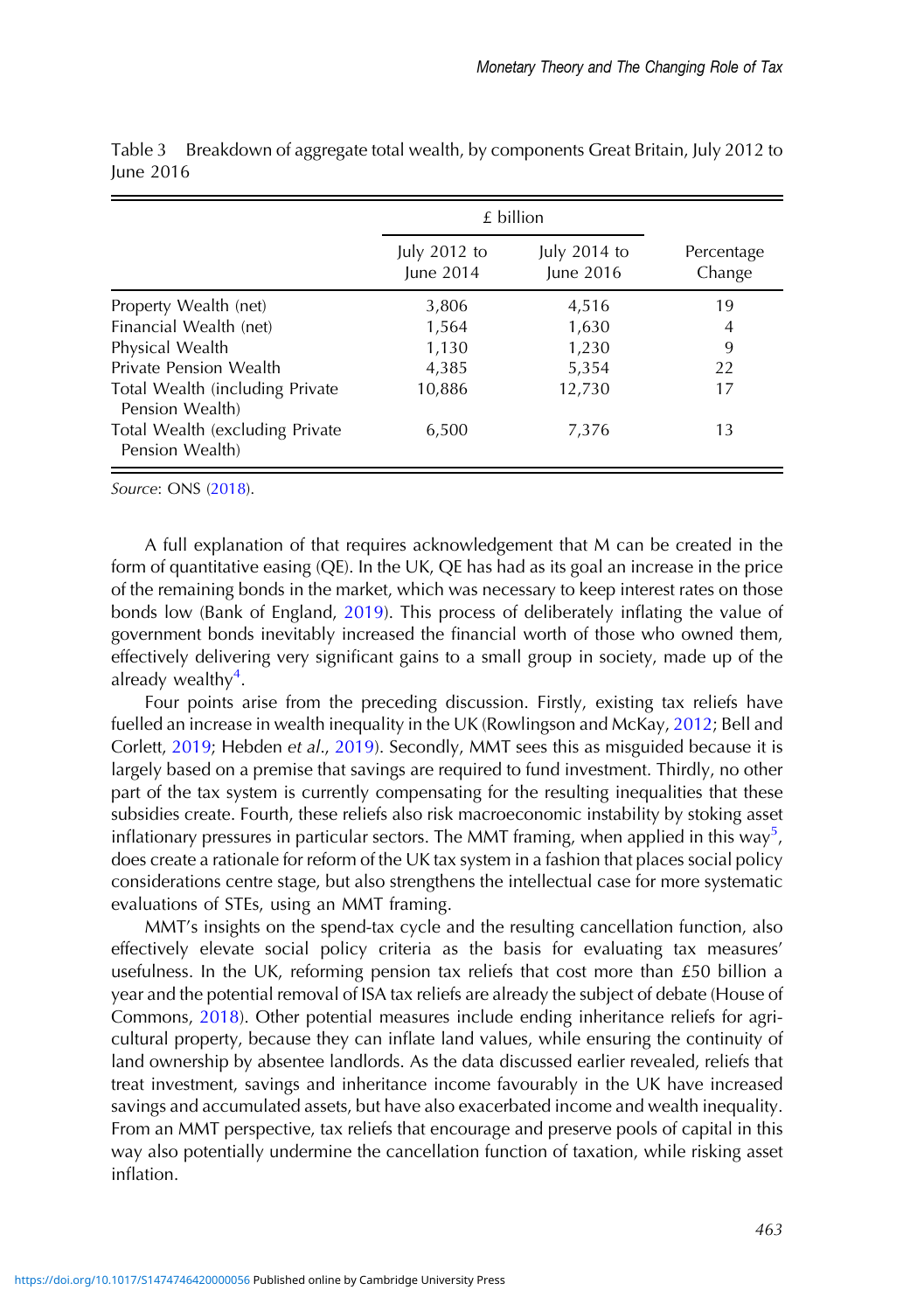Table 3 Breakdown of aggregate total wealth, by components Great Britain, July 2012 to June 2016

| | £ billion | | |
|---|---|---|---|
| | July 2012 to June 2014 | July 2014 to June 2016 | Percentage Change |
| Property Wealth (net) | 3,806 | 4,516 | 19 |
| Financial Wealth (net) | 1,564 | 1,630 | 4 |
| Physical Wealth | 1,130 | 1,230 | 9 |
| Private Pension Wealth | 4,385 | 5,354 | 22 |
| Total Wealth (including Private Pension Wealth) | 10,886 | 12,730 | 17 |
| Total Wealth (excluding Private Pension Wealth) | 6,500 | 7,376 | 13 |

*Source*: ONS (2018).

A full explanation of that requires acknowledgement that M can be created in the form of quantitative easing (QE). In the UK, QE has had as its goal an increase in the price of the remaining bonds in the market, which was necessary to keep interest rates on those bonds low (Bank of England, 2019). This process of deliberately inflating the value of government bonds inevitably increased the financial worth of those who owned them, effectively delivering very significant gains to a small group in society, made up of the already wealthy[4].

Four points arise from the preceding discussion. Firstly, existing tax reliefs have fuelled an increase in wealth inequality in the UK (Rowlingson and McKay, 2012; Bell and Corlett, 2019; Hebden *et al.*, 2019). Secondly, MMT sees this as misguided because it is largely based on a premise that savings are required to fund investment. Thirdly, no other part of the tax system is currently compensating for the resulting inequalities that these subsidies create. Fourth, these reliefs also risk macroeconomic instability by stoking asset inflationary pressures in particular sectors. The MMT framing, when applied in this way[5], does create a rationale for reform of the UK tax system in a fashion that places social policy considerations centre stage, but also strengthens the intellectual case for more systematic evaluations of STEs, using an MMT framing.

MMT's insights on the spend-tax cycle and the resulting cancellation function, also effectively elevate social policy criteria as the basis for evaluating tax measures' usefulness. In the UK, reforming pension tax reliefs that cost more than £50 billion a year and the potential removal of ISA tax reliefs are already the subject of debate (House of Commons, 2018). Other potential measures include ending inheritance reliefs for agricultural property, because they can inflate land values, while ensuring the continuity of land ownership by absentee landlords. As the data discussed earlier revealed, reliefs that treat investment, savings and inheritance income favourably in the UK have increased savings and accumulated assets, but have also exacerbated income and wealth inequality. From an MMT perspective, tax reliefs that encourage and preserve pools of capital in this way also potentially undermine the cancellation function of taxation, while risking asset inflation.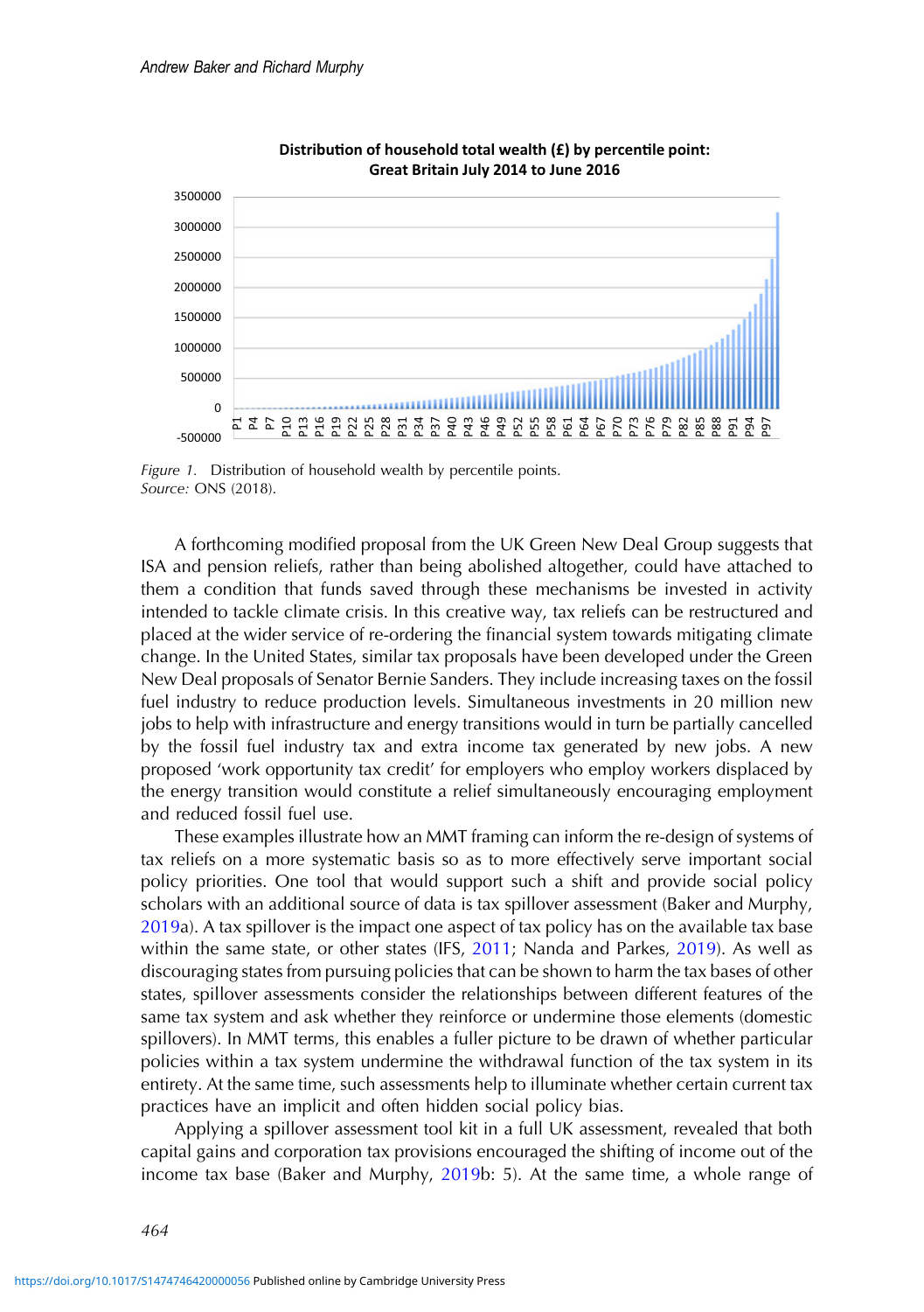Figure 1. Distribution of household wealth by percentile points.
*Source:* ONS (2018).

A forthcoming modified proposal from the UK Green New Deal Group suggests that ISA and pension reliefs, rather than being abolished altogether, could have attached to them a condition that funds saved through these mechanisms be invested in activity intended to tackle climate crisis. In this creative way, tax reliefs can be restructured and placed at the wider service of re-ordering the financial system towards mitigating climate change. In the United States, similar tax proposals have been developed under the Green New Deal proposals of Senator Bernie Sanders. They include increasing taxes on the fossil fuel industry to reduce production levels. Simultaneous investments in 20 million new jobs to help with infrastructure and energy transitions would in turn be partially cancelled by the fossil fuel industry tax and extra income tax generated by new jobs. A new proposed 'work opportunity tax credit' for employers who employ workers displaced by the energy transition would constitute a relief simultaneously encouraging employment and reduced fossil fuel use.

These examples illustrate how an MMT framing can inform the re-design of systems of tax reliefs on a more systematic basis so as to more effectively serve important social policy priorities. One tool that would support such a shift and provide social policy scholars with an additional source of data is tax spillover assessment (Baker and Murphy, 2019a). A tax spillover is the impact one aspect of tax policy has on the available tax base within the same state, or other states (IFS, 2011; Nanda and Parkes, 2019). As well as discouraging states from pursuing policies that can be shown to harm the tax bases of other states, spillover assessments consider the relationships between different features of the same tax system and ask whether they reinforce or undermine those elements (domestic spillovers). In MMT terms, this enables a fuller picture to be drawn of whether particular policies within a tax system undermine the withdrawal function of the tax system in its entirety. At the same time, such assessments help to illuminate whether certain current tax practices have an implicit and often hidden social policy bias.

Applying a spillover assessment tool kit in a full UK assessment, revealed that both capital gains and corporation tax provisions encouraged the shifting of income out of the income tax base (Baker and Murphy, 2019b: 5). At the same time, a whole range of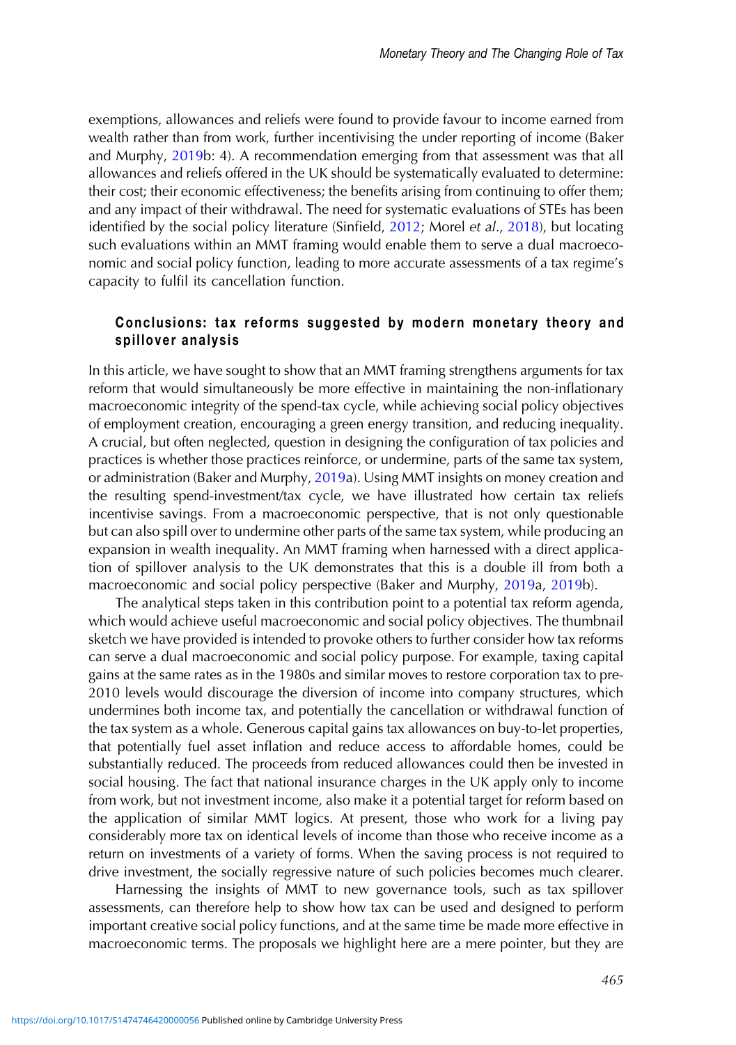exemptions, allowances and reliefs were found to provide favour to income earned from wealth rather than from work, further incentivising the under reporting of income (Baker and Murphy, 2019b: 4). A recommendation emerging from that assessment was that all allowances and reliefs offered in the UK should be systematically evaluated to determine: their cost; their economic effectiveness; the benefits arising from continuing to offer them; and any impact of their withdrawal. The need for systematic evaluations of STEs has been identified by the social policy literature (Sinfield, 2012; Morel *et al.*, 2018), but locating such evaluations within an MMT framing would enable them to serve a dual macroeconomic and social policy function, leading to more accurate assessments of a tax regime's capacity to fulfil its cancellation function.

## Conclusions: tax reforms suggested by modern monetary theory and spillover analysis

In this article, we have sought to show that an MMT framing strengthens arguments for tax reform that would simultaneously be more effective in maintaining the non-inflationary macroeconomic integrity of the spend-tax cycle, while achieving social policy objectives of employment creation, encouraging a green energy transition, and reducing inequality. A crucial, but often neglected, question in designing the configuration of tax policies and practices is whether those practices reinforce, or undermine, parts of the same tax system, or administration (Baker and Murphy, 2019a). Using MMT insights on money creation and the resulting spend-investment/tax cycle, we have illustrated how certain tax reliefs incentivise savings. From a macroeconomic perspective, that is not only questionable but can also spill over to undermine other parts of the same tax system, while producing an expansion in wealth inequality. An MMT framing when harnessed with a direct application of spillover analysis to the UK demonstrates that this is a double ill from both a macroeconomic and social policy perspective (Baker and Murphy, 2019a, 2019b).

The analytical steps taken in this contribution point to a potential tax reform agenda, which would achieve useful macroeconomic and social policy objectives. The thumbnail sketch we have provided is intended to provoke others to further consider how tax reforms can serve a dual macroeconomic and social policy purpose. For example, taxing capital gains at the same rates as in the 1980s and similar moves to restore corporation tax to pre-2010 levels would discourage the diversion of income into company structures, which undermines both income tax, and potentially the cancellation or withdrawal function of the tax system as a whole. Generous capital gains tax allowances on buy-to-let properties, that potentially fuel asset inflation and reduce access to affordable homes, could be substantially reduced. The proceeds from reduced allowances could then be invested in social housing. The fact that national insurance charges in the UK apply only to income from work, but not investment income, also make it a potential target for reform based on the application of similar MMT logics. At present, those who work for a living pay considerably more tax on identical levels of income than those who receive income as a return on investments of a variety of forms. When the saving process is not required to drive investment, the socially regressive nature of such policies becomes much clearer.

Harnessing the insights of MMT to new governance tools, such as tax spillover assessments, can therefore help to show how tax can be used and designed to perform important creative social policy functions, and at the same time be made more effective in macroeconomic terms. The proposals we highlight here are a mere pointer, but they are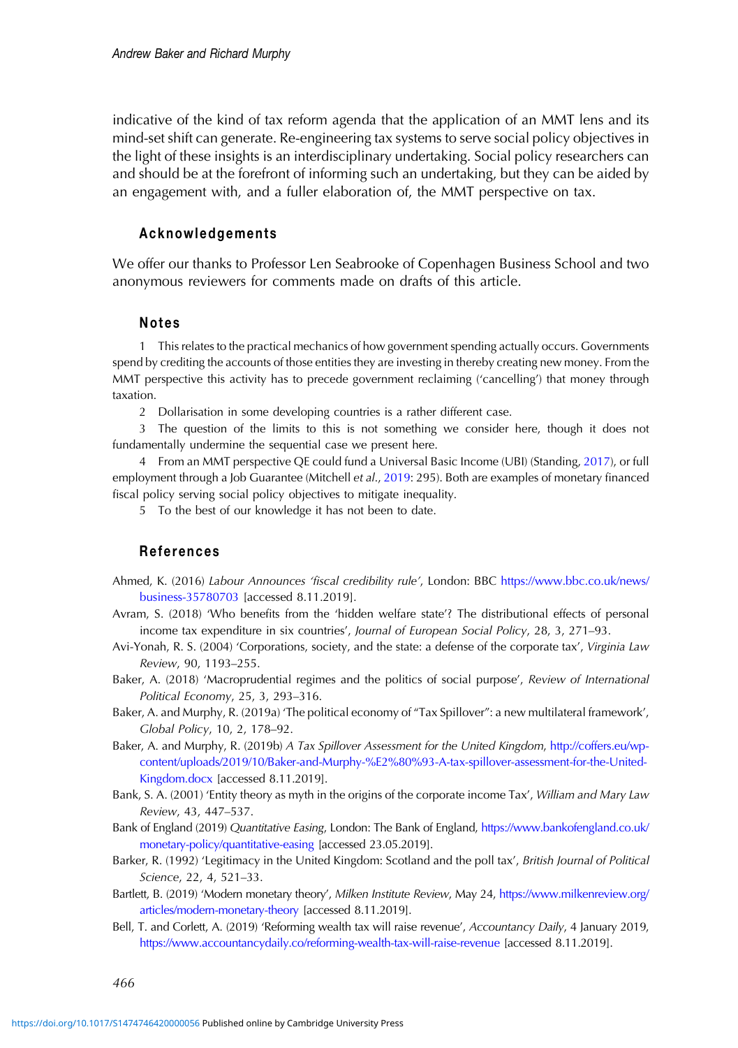indicative of the kind of tax reform agenda that the application of an MMT lens and its mind-set shift can generate. Re-engineering tax systems to serve social policy objectives in the light of these insights is an interdisciplinary undertaking. Social policy researchers can and should be at the forefront of informing such an undertaking, but they can be aided by an engagement with, and a fuller elaboration of, the MMT perspective on tax.

## Acknowledgements

We offer our thanks to Professor Len Seabrooke of Copenhagen Business School and two anonymous reviewers for comments made on drafts of this article.

## Notes

1 This relates to the practical mechanics of how government spending actually occurs. Governments spend by crediting the accounts of those entities they are investing in thereby creating new money. From the MMT perspective this activity has to precede government reclaiming ('cancelling') that money through taxation.

2 Dollarisation in some developing countries is a rather different case.

3 The question of the limits to this is not something we consider here, though it does not fundamentally undermine the sequential case we present here.

4 From an MMT perspective QE could fund a Universal Basic Income (UBI) (Standing, 2017), or full employment through a Job Guarantee (Mitchell *et al.*, 2019: 295). Both are examples of monetary financed fiscal policy serving social policy objectives to mitigate inequality.

5 To the best of our knowledge it has not been to date.

## References

Ahmed, K. (2016) *Labour Announces 'fiscal credibility rule'*, London: BBC https://www.bbc.co.uk/news/business-35780703 [accessed 8.11.2019].

Avram, S. (2018) 'Who benefits from the 'hidden welfare state'? The distributional effects of personal income tax expenditure in six countries', *Journal of European Social Policy*, 28, 3, 271–93.

Avi-Yonah, R. S. (2004) 'Corporations, society, and the state: a defense of the corporate tax', *Virginia Law Review*, 90, 1193–255.

Baker, A. (2018) 'Macroprudential regimes and the politics of social purpose', *Review of International Political Economy*, 25, 3, 293–316.

Baker, A. and Murphy, R. (2019a) 'The political economy of "Tax Spillover": a new multilateral framework', *Global Policy*, 10, 2, 178–92.

Baker, A. and Murphy, R. (2019b) *A Tax Spillover Assessment for the United Kingdom*, http://coffers.eu/wp-content/uploads/2019/10/Baker-and-Murphy-%E2%80%93-A-tax-spillover-assessment-for-the-United-Kingdom.docx [accessed 8.11.2019].

Bank, S. A. (2001) 'Entity theory as myth in the origins of the corporate income Tax', *William and Mary Law Review*, 43, 447–537.

Bank of England (2019) *Quantitative Easing*, London: The Bank of England, https://www.bankofengland.co.uk/monetary-policy/quantitative-easing [accessed 23.05.2019].

Barker, R. (1992) 'Legitimacy in the United Kingdom: Scotland and the poll tax', *British Journal of Political Science*, 22, 4, 521–33.

Bartlett, B. (2019) 'Modern monetary theory', *Milken Institute Review*, May 24, https://www.milkenreview.org/articles/modern-monetary-theory [accessed 8.11.2019].

Bell, T. and Corlett, A. (2019) 'Reforming wealth tax will raise revenue', *Accountancy Daily*, 4 January 2019, https://www.accountancydaily.co/reforming-wealth-tax-will-raise-revenue [accessed 8.11.2019].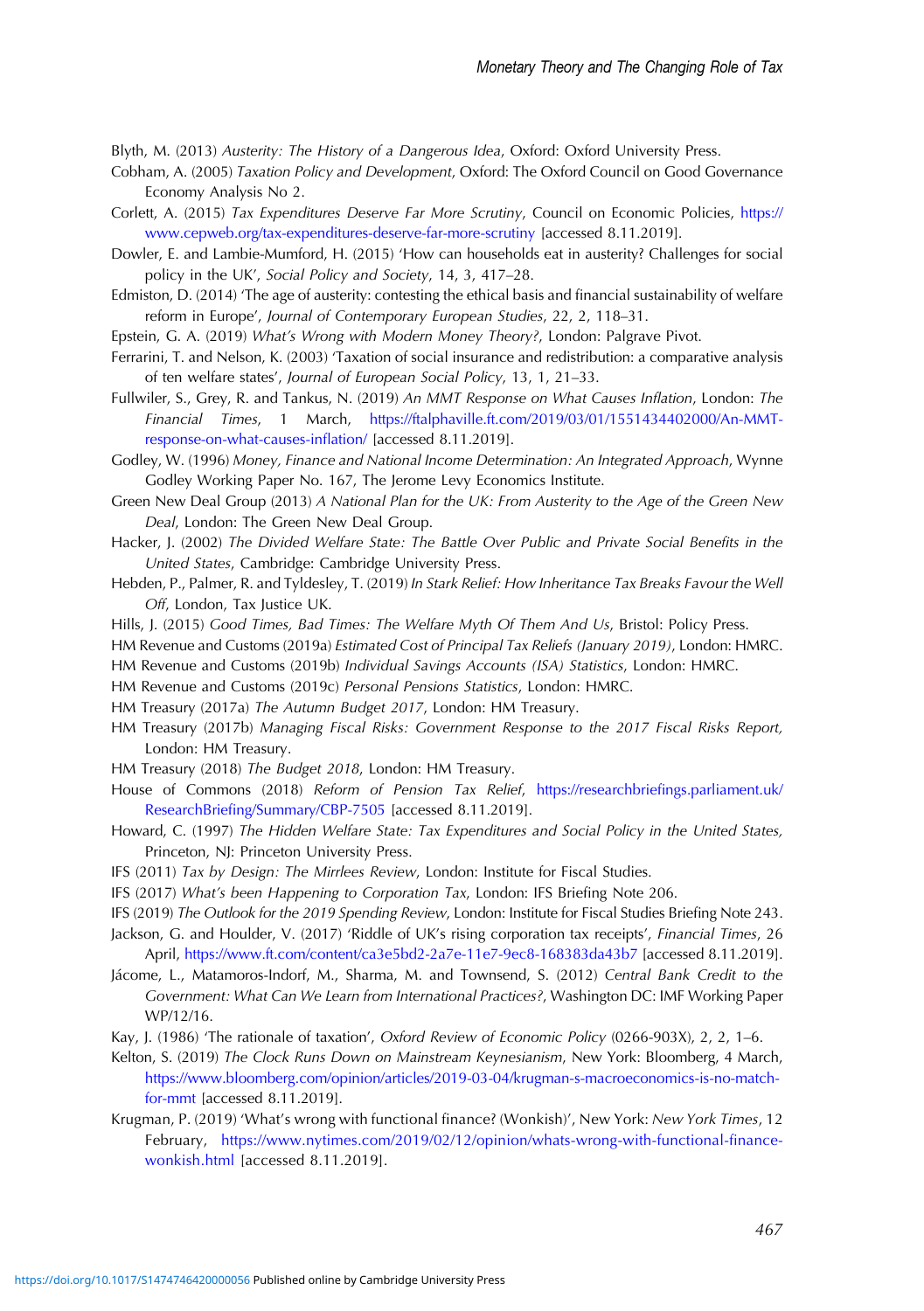Blyth, M. (2013) *Austerity: The History of a Dangerous Idea*, Oxford: Oxford University Press.

Cobham, A. (2005) *Taxation Policy and Development*, Oxford: The Oxford Council on Good Governance Economy Analysis No 2.

Corlett, A. (2015) *Tax Expenditures Deserve Far More Scrutiny*, Council on Economic Policies, https://www.cepweb.org/tax-expenditures-deserve-far-more-scrutiny [accessed 8.11.2019].

Dowler, E. and Lambie-Mumford, H. (2015) 'How can households eat in austerity? Challenges for social policy in the UK', *Social Policy and Society*, 14, 3, 417–28.

Edmiston, D. (2014) 'The age of austerity: contesting the ethical basis and financial sustainability of welfare reform in Europe', *Journal of Contemporary European Studies*, 22, 2, 118–31.

Epstein, G. A. (2019) *What's Wrong with Modern Money Theory?*, London: Palgrave Pivot.

Ferrarini, T. and Nelson, K. (2003) 'Taxation of social insurance and redistribution: a comparative analysis of ten welfare states', *Journal of European Social Policy*, 13, 1, 21–33.

Fullwiler, S., Grey, R. and Tankus, N. (2019) *An MMT Response on What Causes Inflation*, London: *The Financial Times*, 1 March, https://ftalphaville.ft.com/2019/03/01/1551434402000/An-MMT-response-on-what-causes-inflation/ [accessed 8.11.2019].

Godley, W. (1996) *Money, Finance and National Income Determination: An Integrated Approach*, Wynne Godley Working Paper No. 167, The Jerome Levy Economics Institute.

Green New Deal Group (2013) *A National Plan for the UK: From Austerity to the Age of the Green New Deal*, London: The Green New Deal Group.

Hacker, J. (2002) *The Divided Welfare State: The Battle Over Public and Private Social Benefits in the United States*, Cambridge: Cambridge University Press.

Hebden, P., Palmer, R. and Tyldesley, T. (2019) *In Stark Relief: How Inheritance Tax Breaks Favour the Well Off*, London, Tax Justice UK.

Hills, J. (2015) *Good Times, Bad Times: The Welfare Myth Of Them And Us*, Bristol: Policy Press.

HM Revenue and Customs (2019a) *Estimated Cost of Principal Tax Reliefs (January 2019)*, London: HMRC.

HM Revenue and Customs (2019b) *Individual Savings Accounts (ISA) Statistics*, London: HMRC.

HM Revenue and Customs (2019c) *Personal Pensions Statistics*, London: HMRC.

HM Treasury (2017a) *The Autumn Budget 2017*, London: HM Treasury.

HM Treasury (2017b) *Managing Fiscal Risks: Government Response to the 2017 Fiscal Risks Report*, London: HM Treasury.

HM Treasury (2018) *The Budget 2018*, London: HM Treasury.

House of Commons (2018) *Reform of Pension Tax Relief*, https://researchbriefings.parliament.uk/ResearchBriefing/Summary/CBP-7505 [accessed 8.11.2019].

Howard, C. (1997) *The Hidden Welfare State: Tax Expenditures and Social Policy in the United States*, Princeton, NJ: Princeton University Press.

IFS (2011) *Tax by Design: The Mirrlees Review*, London: Institute for Fiscal Studies.

IFS (2017) *What's been Happening to Corporation Tax*, London: IFS Briefing Note 206.

IFS (2019) *The Outlook for the 2019 Spending Review*, London: Institute for Fiscal Studies Briefing Note 243.

Jackson, G. and Houlder, V. (2017) 'Riddle of UK's rising corporation tax receipts', *Financial Times*, 26 April, https://www.ft.com/content/ca3e5bd2-2a7e-11e7-9ec8-168383da43b7 [accessed 8.11.2019].

Jácome, L., Matamoros-Indorf, M., Sharma, M. and Townsend, S. (2012) *Central Bank Credit to the Government: What Can We Learn from International Practices?*, Washington DC: IMF Working Paper WP/12/16.

Kay, J. (1986) 'The rationale of taxation', *Oxford Review of Economic Policy* (0266-903X), 2, 2, 1–6.

Kelton, S. (2019) *The Clock Runs Down on Mainstream Keynesianism*, New York: Bloomberg, 4 March, https://www.bloomberg.com/opinion/articles/2019-03-04/krugman-s-macroeconomics-is-no-match-for-mmt [accessed 8.11.2019].

Krugman, P. (2019) 'What's wrong with functional finance? (Wonkish)', New York: *New York Times*, 12 February, https://www.nytimes.com/2019/02/12/opinion/whats-wrong-with-functional-finance-wonkish.html [accessed 8.11.2019].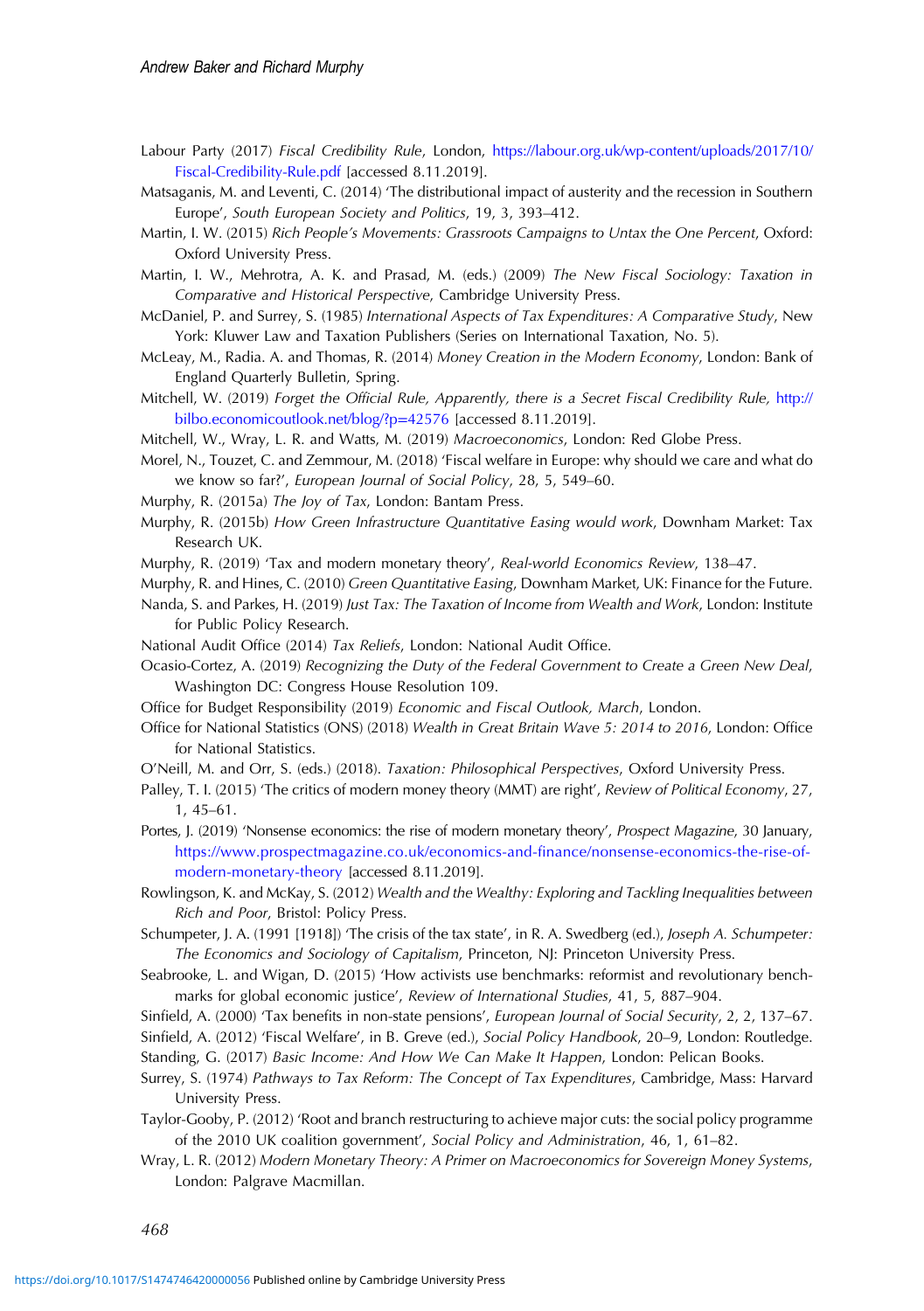Labour Party (2017) *Fiscal Credibility Rule*, London, https://labour.org.uk/wp-content/uploads/2017/10/Fiscal-Credibility-Rule.pdf [accessed 8.11.2019].

Matsaganis, M. and Leventi, C. (2014) 'The distributional impact of austerity and the recession in Southern Europe', *South European Society and Politics*, 19, 3, 393–412.

Martin, I. W. (2015) *Rich People's Movements: Grassroots Campaigns to Untax the One Percent*, Oxford: Oxford University Press.

Martin, I. W., Mehrotra, A. K. and Prasad, M. (eds.) (2009) *The New Fiscal Sociology: Taxation in Comparative and Historical Perspective*, Cambridge University Press.

McDaniel, P. and Surrey, S. (1985) *International Aspects of Tax Expenditures: A Comparative Study*, New York: Kluwer Law and Taxation Publishers (Series on International Taxation, No. 5).

McLeay, M., Radia. A. and Thomas, R. (2014) *Money Creation in the Modern Economy*, London: Bank of England Quarterly Bulletin, Spring.

Mitchell, W. (2019) *Forget the Official Rule, Apparently, there is a Secret Fiscal Credibility Rule,* http://bilbo.economicoutlook.net/blog/?p=42576 [accessed 8.11.2019].

Mitchell, W., Wray, L. R. and Watts, M. (2019) *Macroeconomics*, London: Red Globe Press.

Morel, N., Touzet, C. and Zemmour, M. (2018) 'Fiscal welfare in Europe: why should we care and what do we know so far?', *European Journal of Social Policy*, 28, 5, 549–60.

Murphy, R. (2015a) *The Joy of Tax*, London: Bantam Press.

Murphy, R. (2015b) *How Green Infrastructure Quantitative Easing would work*, Downham Market: Tax Research UK.

Murphy, R. (2019) 'Tax and modern monetary theory', *Real-world Economics Review*, 138–47.

Murphy, R. and Hines, C. (2010) *Green Quantitative Easing*, Downham Market, UK: Finance for the Future.

Nanda, S. and Parkes, H. (2019) *Just Tax: The Taxation of Income from Wealth and Work*, London: Institute for Public Policy Research.

National Audit Office (2014) *Tax Reliefs*, London: National Audit Office.

Ocasio-Cortez, A. (2019) *Recognizing the Duty of the Federal Government to Create a Green New Deal*, Washington DC: Congress House Resolution 109.

Office for Budget Responsibility (2019) *Economic and Fiscal Outlook, March*, London.

Office for National Statistics (ONS) (2018) *Wealth in Great Britain Wave 5: 2014 to 2016*, London: Office for National Statistics.

O'Neill, M. and Orr, S. (eds.) (2018). *Taxation: Philosophical Perspectives*, Oxford University Press.

Palley, T. I. (2015) 'The critics of modern money theory (MMT) are right', *Review of Political Economy*, 27, 1, 45–61.

Portes, J. (2019) 'Nonsense economics: the rise of modern monetary theory', *Prospect Magazine*, 30 January, https://www.prospectmagazine.co.uk/economics-and-finance/nonsense-economics-the-rise-of-modern-monetary-theory [accessed 8.11.2019].

Rowlingson, K. and McKay, S. (2012) *Wealth and the Wealthy: Exploring and Tackling Inequalities between Rich and Poor*, Bristol: Policy Press.

Schumpeter, J. A. (1991 [1918]) 'The crisis of the tax state', in R. A. Swedberg (ed.), *Joseph A. Schumpeter: The Economics and Sociology of Capitalism*, Princeton, NJ: Princeton University Press.

Seabrooke, L. and Wigan, D. (2015) 'How activists use benchmarks: reformist and revolutionary benchmarks for global economic justice', *Review of International Studies*, 41, 5, 887–904.

Sinfield, A. (2000) 'Tax benefits in non-state pensions', *European Journal of Social Security*, 2, 2, 137–67.

Sinfield, A. (2012) 'Fiscal Welfare', in B. Greve (ed.), *Social Policy Handbook*, 20–9, London: Routledge.

Standing, G. (2017) *Basic Income: And How We Can Make It Happen*, London: Pelican Books.

Surrey, S. (1974) *Pathways to Tax Reform: The Concept of Tax Expenditures*, Cambridge, Mass: Harvard University Press.

Taylor-Gooby, P. (2012) 'Root and branch restructuring to achieve major cuts: the social policy programme of the 2010 UK coalition government', *Social Policy and Administration*, 46, 1, 61–82.

Wray, L. R. (2012) *Modern Monetary Theory: A Primer on Macroeconomics for Sovereign Money Systems*, London: Palgrave Macmillan.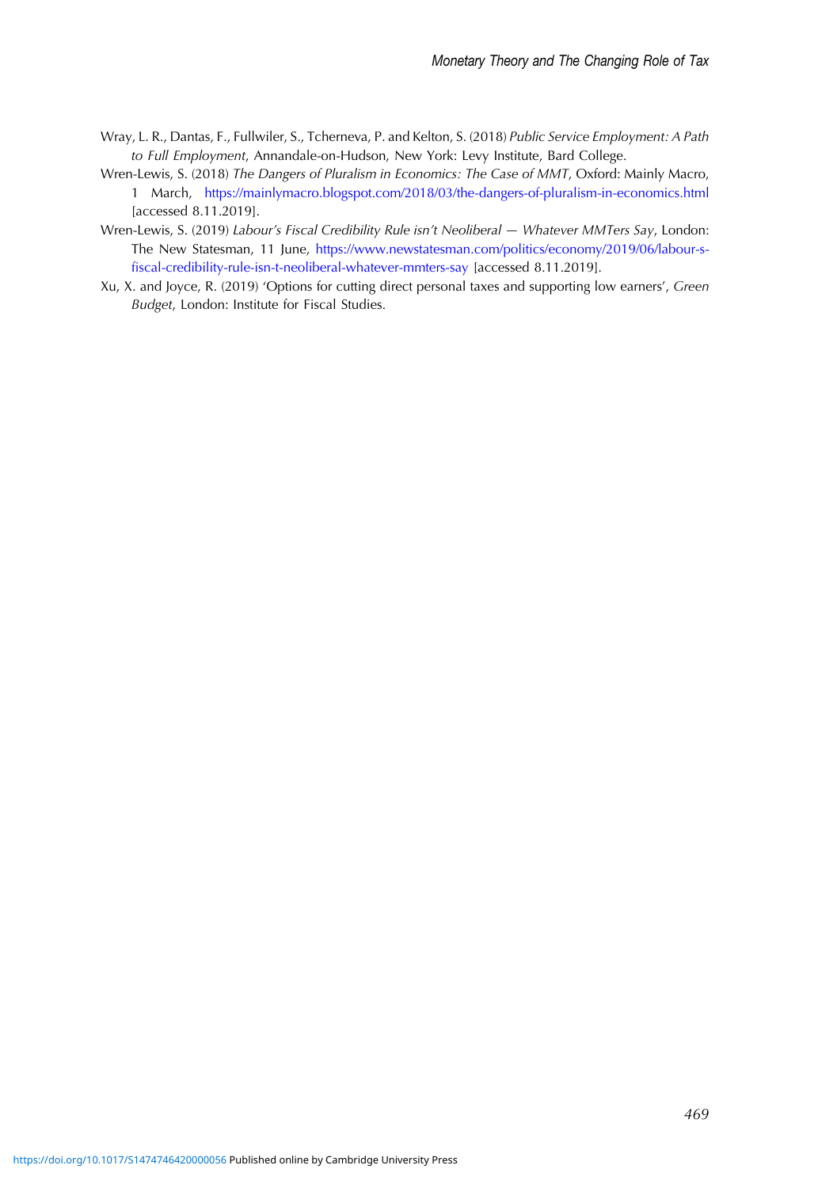Wray, L. R., Dantas, F., Fullwiler, S., Tcherneva, P. and Kelton, S. (2018) *Public Service Employment: A Path to Full Employment*, Annandale-on-Hudson, New York: Levy Institute, Bard College.

Wren-Lewis, S. (2018) *The Dangers of Pluralism in Economics: The Case of MMT*, Oxford: Mainly Macro, 1 March, https://mainlymacro.blogspot.com/2018/03/the-dangers-of-pluralism-in-economics.html [accessed 8.11.2019].

Wren-Lewis, S. (2019) *Labour's Fiscal Credibility Rule isn't Neoliberal — Whatever MMTers Say*, London: The New Statesman, 11 June, https://www.newstatesman.com/politics/economy/2019/06/labour-s-fiscal-credibility-rule-isn-t-neoliberal-whatever-mmters-say [accessed 8.11.2019].

Xu, X. and Joyce, R. (2019) 'Options for cutting direct personal taxes and supporting low earners', *Green Budget*, London: Institute for Fiscal Studies.